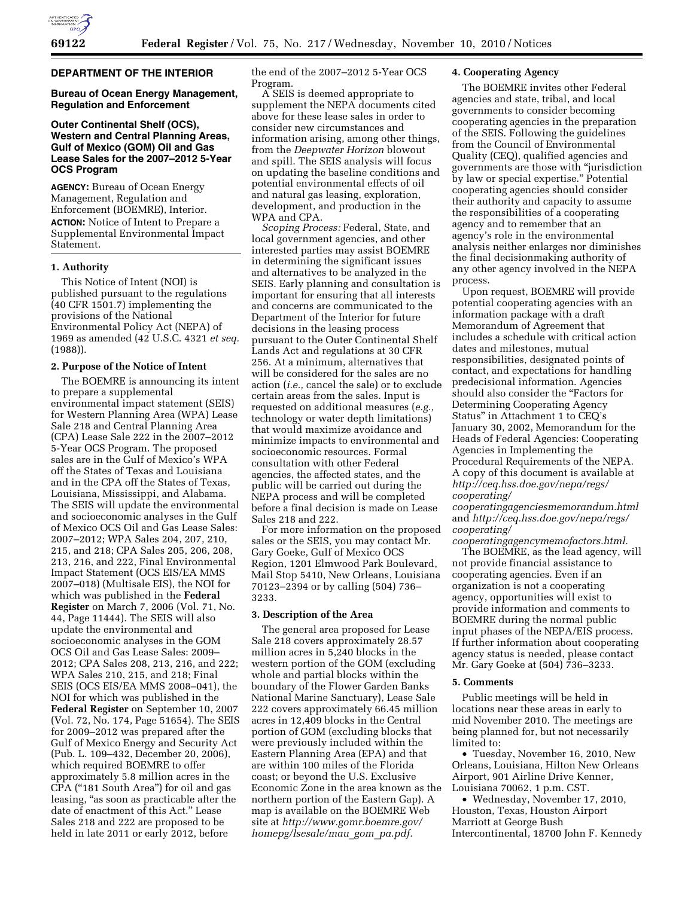## DEPARTMENT OF THE INTERIOR

### Bureau of Ocean Energy Management, Regulation and Enforcement

### Outer Continental Shelf (OCS), Western and Central Planning Areas, Gulf of Mexico (GOM) Oil and Gas Lease Sales for the 2007–2012 5-Year OCS Program

**AGENCY:** Bureau of Ocean Energy Management, Regulation and Enforcement (BOEMRE), Interior.

**ACTION:** Notice of Intent to Prepare a Supplemental Environmental Impact Statement.

#### 1. Authority

This Notice of Intent (NOI) is published pursuant to the regulations (40 CFR 1501.7) implementing the provisions of the National Environmental Policy Act (NEPA) of 1969 as amended (42 U.S.C. 4321 *et seq.* (1988)).

#### 2. Purpose of the Notice of Intent

The BOEMRE is announcing its intent to prepare a supplemental environmental impact statement (SEIS) for Western Planning Area (WPA) Lease Sale 218 and Central Planning Area (CPA) Lease Sale 222 in the 2007–2012 5-Year OCS Program. The proposed sales are in the Gulf of Mexico's WPA off the States of Texas and Louisiana and in the CPA off the States of Texas, Louisiana, Mississippi, and Alabama. The SEIS will update the environmental and socioeconomic analyses in the Gulf of Mexico OCS Oil and Gas Lease Sales: 2007–2012; WPA Sales 204, 207, 210, 215, and 218; CPA Sales 205, 206, 208, 213, 216, and 222, Final Environmental Impact Statement (OCS EIS/EA MMS 2007–018) (Multisale EIS), the NOI for which was published in the **Federal Register** on March 7, 2006 (Vol. 71, No. 44, Page 11444). The SEIS will also update the environmental and socioeconomic analyses in the GOM OCS Oil and Gas Lease Sales: 2009–2012; CPA Sales 208, 213, 216, and 222; WPA Sales 210, 215, and 218; Final SEIS (OCS EIS/EA MMS 2008–041), the NOI for which was published in the **Federal Register** on September 10, 2007 (Vol. 72, No. 174, Page 51654). The SEIS for 2009–2012 was prepared after the Gulf of Mexico Energy and Security Act (Pub. L. 109–432, December 20, 2006), which required BOEMRE to offer approximately 5.8 million acres in the CPA ("181 South Area") for oil and gas leasing, "as soon as practicable after the date of enactment of this Act." Lease Sales 218 and 222 are proposed to be held in late 2011 or early 2012, before the end of the 2007–2012 5-Year OCS Program.

A SEIS is deemed appropriate to supplement the NEPA documents cited above for these lease sales in order to consider new circumstances and information arising, among other things, from the *Deepwater Horizon* blowout and spill. The SEIS analysis will focus on updating the baseline conditions and potential environmental effects of oil and natural gas leasing, exploration, development, and production in the WPA and CPA.

*Scoping Process:* Federal, State, and local government agencies, and other interested parties may assist BOEMRE in determining the significant issues and alternatives to be analyzed in the SEIS. Early planning and consultation is important for ensuring that all interests and concerns are communicated to the Department of the Interior for future decisions in the leasing process pursuant to the Outer Continental Shelf Lands Act and regulations at 30 CFR 256. At a minimum, alternatives that will be considered for the sales are no action (*i.e.,* cancel the sale) or to exclude certain areas from the sales. Input is requested on additional measures (*e.g.,* technology or water depth limitations) that would maximize avoidance and minimize impacts to environmental and socioeconomic resources. Formal consultation with other Federal agencies, the affected states, and the public will be carried out during the NEPA process and will be completed before a final decision is made on Lease Sales 218 and 222.

For more information on the proposed sales or the SEIS, you may contact Mr. Gary Goeke, Gulf of Mexico OCS Region, 1201 Elmwood Park Boulevard, Mail Stop 5410, New Orleans, Louisiana 70123–2394 or by calling (504) 736–3233.

#### 3. Description of the Area

The general area proposed for Lease Sale 218 covers approximately 28.57 million acres in 5,240 blocks in the western portion of the GOM (excluding whole and partial blocks within the boundary of the Flower Garden Banks National Marine Sanctuary), Lease Sale 222 covers approximately 66.45 million acres in 12,409 blocks in the Central portion of GOM (excluding blocks that were previously included within the Eastern Planning Area (EPA) and that are within 100 miles of the Florida coast; or beyond the U.S. Exclusive Economic Zone in the area known as the northern portion of the Eastern Gap). A map is available on the BOEMRE Web site at *http://www.gomr.boemre.gov/homepg/lsesale/mau_gom_pa.pdf.*

#### 4. Cooperating Agency

The BOEMRE invites other Federal agencies and state, tribal, and local governments to consider becoming cooperating agencies in the preparation of the SEIS. Following the guidelines from the Council of Environmental Quality (CEQ), qualified agencies and governments are those with "jurisdiction by law or special expertise." Potential cooperating agencies should consider their authority and capacity to assume the responsibilities of a cooperating agency and to remember that an agency's role in the environmental analysis neither enlarges nor diminishes the final decisionmaking authority of any other agency involved in the NEPA process.

Upon request, BOEMRE will provide potential cooperating agencies with an information package with a draft Memorandum of Agreement that includes a schedule with critical action dates and milestones, mutual responsibilities, designated points of contact, and expectations for handling predecisional information. Agencies should also consider the "Factors for Determining Cooperating Agency Status" in Attachment 1 to CEQ's January 30, 2002, Memorandum for the Heads of Federal Agencies: Cooperating Agencies in Implementing the Procedural Requirements of the NEPA. A copy of this document is available at *http://ceq.hss.doe.gov/nepa/regs/cooperating/cooperatingagenciesmemorandum.html* and *http://ceq.hss.doe.gov/nepa/regs/cooperating/cooperatingagencymemofactors.html.*

The BOEMRE, as the lead agency, will not provide financial assistance to cooperating agencies. Even if an organization is not a cooperating agency, opportunities will exist to provide information and comments to BOEMRE during the normal public input phases of the NEPA/EIS process. If further information about cooperating agency status is needed, please contact Mr. Gary Goeke at (504) 736–3233.

#### 5. Comments

Public meetings will be held in locations near these areas in early to mid November 2010. The meetings are being planned for, but not necessarily limited to:

- Tuesday, November 16, 2010, New Orleans, Louisiana, Hilton New Orleans Airport, 901 Airline Drive Kenner, Louisiana 70062, 1 p.m. CST.
- Wednesday, November 17, 2010, Houston, Texas, Houston Airport Marriott at George Bush Intercontinental, 18700 John F. Kennedy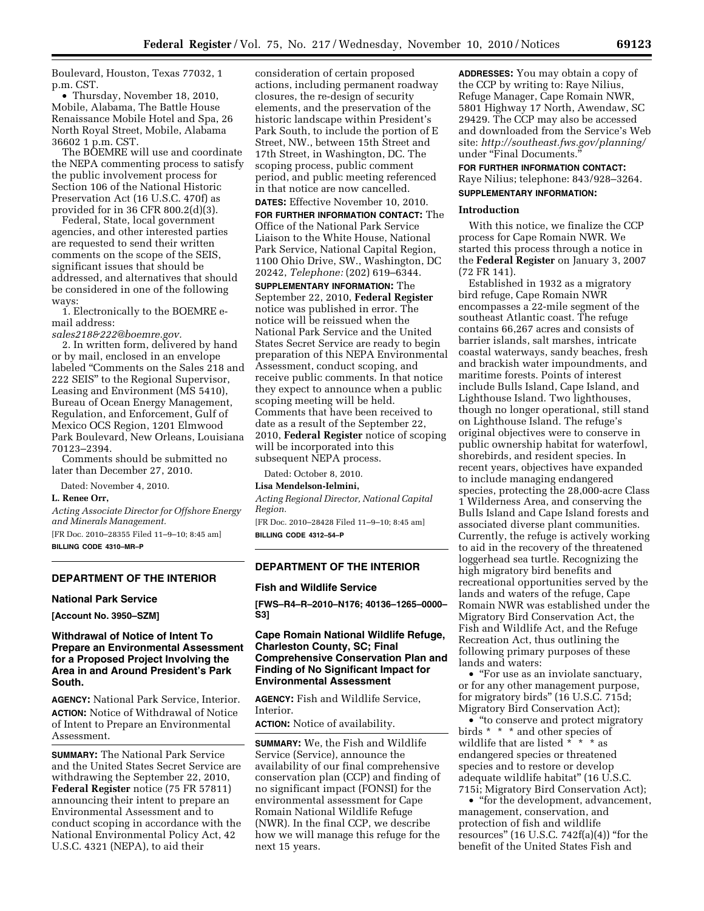Boulevard, Houston, Texas 77032, 1 p.m. CST.

- Thursday, November 18, 2010, Mobile, Alabama, The Battle House Renaissance Mobile Hotel and Spa, 26 North Royal Street, Mobile, Alabama 36602 1 p.m. CST.

The BOEMRE will use and coordinate the NEPA commenting process to satisfy the public involvement process for Section 106 of the National Historic Preservation Act (16 U.S.C. 470f) as provided for in 36 CFR 800.2(d)(3).

Federal, State, local government agencies, and other interested parties are requested to send their written comments on the scope of the SEIS, significant issues that should be addressed, and alternatives that should be considered in one of the following ways:

1. Electronically to the BOEMRE e-mail address: *sales218&222@boemre.gov.*

2. In written form, delivered by hand or by mail, enclosed in an envelope labeled "Comments on the Sales 218 and 222 SEIS" to the Regional Supervisor, Leasing and Environment (MS 5410), Bureau of Ocean Energy Management, Regulation, and Enforcement, Gulf of Mexico OCS Region, 1201 Elmwood Park Boulevard, New Orleans, Louisiana 70123–2394.

Comments should be submitted no later than December 27, 2010.

Dated: November 4, 2010.

**L. Renee Orr,**

*Acting Associate Director for Offshore Energy and Minerals Management.*

[FR Doc. 2010–28355 Filed 11–9–10; 8:45 am]

**BILLING CODE 4310–MR–P**

## DEPARTMENT OF THE INTERIOR

### National Park Service

**[Account No. 3950–SZM]**

### Withdrawal of Notice of Intent To Prepare an Environmental Assessment for a Proposed Project Involving the Area in and Around President's Park South.

**AGENCY:** National Park Service, Interior.

**ACTION:** Notice of Withdrawal of Notice of Intent to Prepare an Environmental Assessment.

**SUMMARY:** The National Park Service and the United States Secret Service are withdrawing the September 22, 2010, **Federal Register** notice (75 FR 57811) announcing their intent to prepare an Environmental Assessment and to conduct scoping in accordance with the National Environmental Policy Act, 42 U.S.C. 4321 (NEPA), to aid their consideration of certain proposed actions, including permanent roadway closures, the re-design of security elements, and the preservation of the historic landscape within President's Park South, to include the portion of E Street, NW., between 15th Street and 17th Street, in Washington, DC. The scoping process, public comment period, and public meeting referenced in that notice are now cancelled.

**DATES:** Effective November 10, 2010.

**FOR FURTHER INFORMATION CONTACT:** The Office of the National Park Service Liaison to the White House, National Park Service, National Capital Region, 1100 Ohio Drive, SW., Washington, DC 20242, *Telephone:* (202) 619–6344.

**SUPPLEMENTARY INFORMATION:** The September 22, 2010, **Federal Register** notice was published in error. The notice will be reissued when the National Park Service and the United States Secret Service are ready to begin preparation of this NEPA Environmental Assessment, conduct scoping, and receive public comments. In that notice they expect to announce when a public scoping meeting will be held. Comments that have been received to date as a result of the September 22, 2010, **Federal Register** notice of scoping will be incorporated into this subsequent NEPA process.

Dated: October 8, 2010.

**Lisa Mendelson-Ielmini,**

*Acting Regional Director, National Capital Region.*

[FR Doc. 2010–28428 Filed 11–9–10; 8:45 am]

**BILLING CODE 4312–54–P**

## DEPARTMENT OF THE INTERIOR

### Fish and Wildlife Service

**[FWS–R4–R–2010–N176; 40136–1265–0000–S3]**

### Cape Romain National Wildlife Refuge, Charleston County, SC; Final Comprehensive Conservation Plan and Finding of No Significant Impact for Environmental Assessment

**AGENCY:** Fish and Wildlife Service, Interior.

**ACTION:** Notice of availability.

**SUMMARY:** We, the Fish and Wildlife Service (Service), announce the availability of our final comprehensive conservation plan (CCP) and finding of no significant impact (FONSI) for the environmental assessment for Cape Romain National Wildlife Refuge (NWR). In the final CCP, we describe how we will manage this refuge for the next 15 years.

**ADDRESSES:** You may obtain a copy of the CCP by writing to: Raye Nilius, Refuge Manager, Cape Romain NWR, 5801 Highway 17 North, Awendaw, SC 29429. The CCP may also be accessed and downloaded from the Service's Web site: *http://southeast.fws.gov/planning/* under "Final Documents."

**FOR FURTHER INFORMATION CONTACT:** Raye Nilius; telephone: 843/928–3264.

**SUPPLEMENTARY INFORMATION:**

#### Introduction

With this notice, we finalize the CCP process for Cape Romain NWR. We started this process through a notice in the **Federal Register** on January 3, 2007 (72 FR 141).

Established in 1932 as a migratory bird refuge, Cape Romain NWR encompasses a 22-mile segment of the southeast Atlantic coast. The refuge contains 66,267 acres and consists of barrier islands, salt marshes, intricate coastal waterways, sandy beaches, fresh and brackish water impoundments, and maritime forests. Points of interest include Bulls Island, Cape Island, and Lighthouse Island. Two lighthouses, though no longer operational, still stand on Lighthouse Island. The refuge's original objectives were to conserve in public ownership habitat for waterfowl, shorebirds, and resident species. In recent years, objectives have expanded to include managing endangered species, protecting the 28,000-acre Class 1 Wilderness Area, and conserving the Bulls Island and Cape Island forests and associated diverse plant communities. Currently, the refuge is actively working to aid in the recovery of the threatened loggerhead sea turtle. Recognizing the high migratory bird benefits and recreational opportunities served by the lands and waters of the refuge, Cape Romain NWR was established under the Migratory Bird Conservation Act, the Fish and Wildlife Act, and the Refuge Recreation Act, thus outlining the following primary purposes of these lands and waters:

- "For use as an inviolate sanctuary, or for any other management purpose, for migratory birds" (16 U.S.C. 715d; Migratory Bird Conservation Act);
- "to conserve and protect migratory birds * * * and other species of wildlife that are listed * * * as endangered species or threatened species and to restore or develop adequate wildlife habitat" (16 U.S.C. 715i; Migratory Bird Conservation Act);
- "for the development, advancement, management, conservation, and protection of fish and wildlife resources" (16 U.S.C. 742f(a)(4)) "for the benefit of the United States Fish and